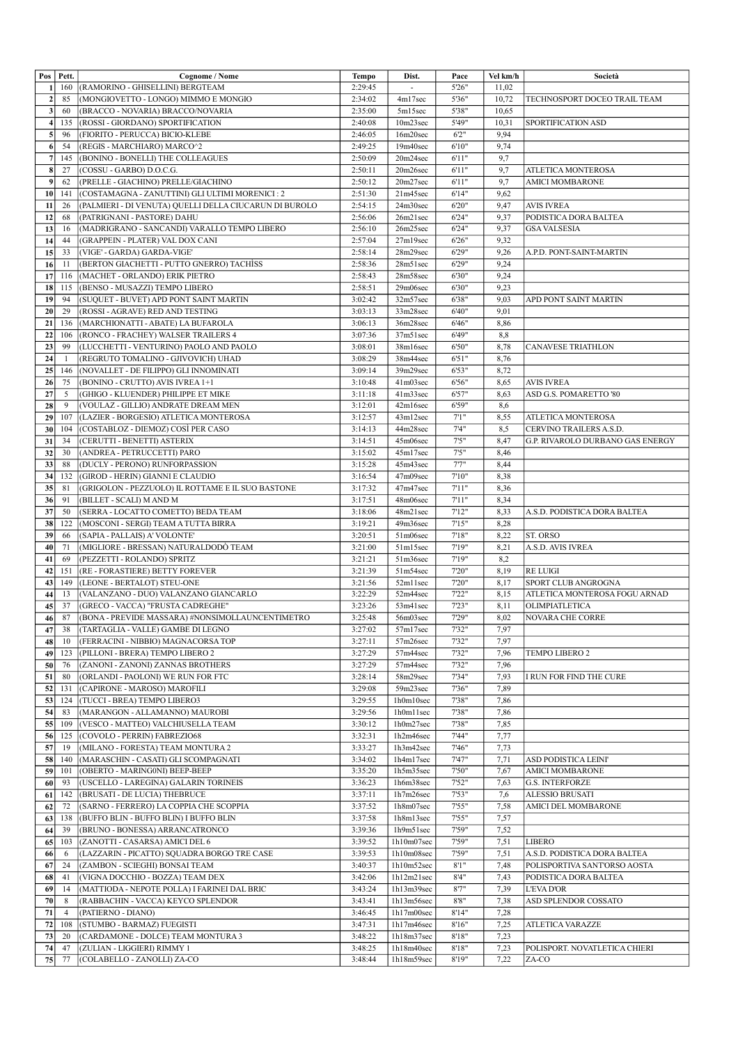| Pos | Pett. | Cognome / Nome | Tempo | Dist. | Pace | Vel km/h | Società |
|---|---|---|---|---|---|---|---|
| 1 | 160 | (RAMORINO - GHISELLINI) BERGTEAM | 2:29:45 | - | 5'26" | 11,02 | |
| 2 | 85 | (MONGIOVETTO - LONGO) MIMMO E MONGIO | 2:34:02 | 4m17sec | 5'36" | 10,72 | TECHNOSPORT DOCEO TRAIL TEAM |
| 3 | 60 | (BRACCO - NOVARIA) BRACCO/NOVARIA | 2:35:00 | 5m15sec | 5'38" | 10,65 | |
| 4 | 135 | (ROSSI - GIORDANO) SPORTIFICATION | 2:40:08 | 10m23sec | 5'49" | 10,31 | SPORTIFICATION ASD |
| 5 | 96 | (FIORITO - PERUCCA) BICIO-KLEBE | 2:46:05 | 16m20sec | 6'2" | 9,94 | |
| 6 | 54 | (REGIS - MARCHIARO) MARCO^2 | 2:49:25 | 19m40sec | 6'10" | 9,74 | |
| 7 | 145 | (BONINO - BONELLI) THE COLLEAGUES | 2:50:09 | 20m24sec | 6'11" | 9,7 | |
| 8 | 27 | (COSSU - GARBO) D.O.C.G. | 2:50:11 | 20m26sec | 6'11" | 9,7 | ATLETICA MONTEROSA |
| 9 | 62 | (PRELLE - GIACHINO) PRELLE/GIACHINO | 2:50:12 | 20m27sec | 6'11" | 9,7 | AMICI MOMBARONE |
| 10 | 141 | (COSTAMAGNA - ZANUTTINI) GLI ULTIMI MORENICI : 2 | 2:51:30 | 21m45sec | 6'14" | 9,62 | |
| 11 | 26 | (PALMIERI - DI VENUTA) QUELLI DELLA CIUCARUN DI BUROLO | 2:54:15 | 24m30sec | 6'20" | 9,47 | AVIS IVREA |
| 12 | 68 | (PATRIGNANI - PASTORE) DAHU | 2:56:06 | 26m21sec | 6'24" | 9,37 | PODISTICA DORA BALTEA |
| 13 | 16 | (MADRIGRANO - SANCANDI) VARALLO TEMPO LIBERO | 2:56:10 | 26m25sec | 6'24" | 9,37 | GSA VALSESIA |
| 14 | 44 | (GRAPPEIN - PLATER) VAL DOX CANI | 2:57:04 | 27m19sec | 6'26" | 9,32 | |
| 15 | 33 | (VIGE' - GARDA) GARDA-VIGE' | 2:58:14 | 28m29sec | 6'29" | 9,26 | A.P.D. PONT-SAINT-MARTIN |
| 16 | 11 | (BERTON GIACHETTI - PUTTO GNERRO) TACHÌSS | 2:58:36 | 28m51sec | 6'29" | 9,24 | |
| 17 | 116 | (MACHET - ORLANDO) ERIK PIETRO | 2:58:43 | 28m58sec | 6'30" | 9,24 | |
| 18 | 115 | (BENSO - MUSAZZI) TEMPO LIBERO | 2:58:51 | 29m06sec | 6'30" | 9,23 | |
| 19 | 94 | (SUQUET - BUVET) APD PONT SAINT MARTIN | 3:02:42 | 32m57sec | 6'38" | 9,03 | APD PONT SAINT MARTIN |
| 20 | 29 | (ROSSI - AGRAVE) RED AND TESTING | 3:03:13 | 33m28sec | 6'40" | 9,01 | |
| 21 | 136 | (MARCHIONATTI - ABATE) LA BUFAROLA | 3:06:13 | 36m28sec | 6'46" | 8,86 | |
| 22 | 106 | (RONCO - FRACHEY) WALSER TRAILERS 4 | 3:07:36 | 37m51sec | 6'49" | 8,8 | |
| 23 | 99 | (LUCCHETTI - VENTURINO) PAOLO AND PAOLO | 3:08:01 | 38m16sec | 6'50" | 8,78 | CANAVESE TRIATHLON |
| 24 | 1 | (REGRUTO TOMALINO - GJIVOVICH) UHAD | 3:08:29 | 38m44sec | 6'51" | 8,76 | |
| 25 | 146 | (NOVALLET - DE FILIPPO) GLI INNOMINATI | 3:09:14 | 39m29sec | 6'53" | 8,72 | |
| 26 | 75 | (BONINO - CRUTTO) AVIS IVREA 1+1 | 3:10:48 | 41m03sec | 6'56" | 8,65 | AVIS IVREA |
| 27 | 5 | (GHIGO - KLUENDER) PHILIPPE ET MIKE | 3:11:18 | 41m33sec | 6'57" | 8,63 | ASD G.S. POMARETTO '80 |
| 28 | 9 | (VOULAZ - GILLIO) ANDRATE DREAM MEN | 3:12:01 | 42m16sec | 6'59" | 8,6 | |
| 29 | 107 | (LAZIER - BORGESIO) ATLETICA MONTEROSA | 3:12:57 | 43m12sec | 7'1" | 8,55 | ATLETICA MONTEROSA |
| 30 | 104 | (COSTABLOZ - DIEMOZ) COSÌ PER CASO | 3:14:13 | 44m28sec | 7'4" | 8,5 | CERVINO TRAILERS A.S.D. |
| 31 | 34 | (CERUTTI - BENETTI) ASTERIX | 3:14:51 | 45m06sec | 7'5" | 8,47 | G.P. RIVAROLO DURBANO GAS ENERGY |
| 32 | 30 | (ANDREA - PETRUCCETTI) PARO | 3:15:02 | 45m17sec | 7'5" | 8,46 | |
| 33 | 88 | (DUCLY - PERONO) RUNFORPASSION | 3:15:28 | 45m43sec | 7'7" | 8,44 | |
| 34 | 132 | (GIROD - HERIN) GIANNI E CLAUDIO | 3:16:54 | 47m09sec | 7'10" | 8,38 | |
| 35 | 81 | (GRIGOLON - PEZZUOLO) IL ROTTAME E IL SUO BASTONE | 3:17:32 | 47m47sec | 7'11" | 8,36 | |
| 36 | 91 | (BILLET - SCALI) M AND M | 3:17:51 | 48m06sec | 7'11" | 8,34 | |
| 37 | 50 | (SERRA - LOCATTO COMETTO) BEDA TEAM | 3:18:06 | 48m21sec | 7'12" | 8,33 | A.S.D. PODISTICA DORA BALTEA |
| 38 | 122 | (MOSCONI - SERGI) TEAM A TUTTA BIRRA | 3:19:21 | 49m36sec | 7'15" | 8,28 | |
| 39 | 66 | (SAPIA - PALLAIS) A' VOLONTE' | 3:20:51 | 51m06sec | 7'18" | 8,22 | ST. ORSO |
| 40 | 71 | (MIGLIORE - BRESSAN) NATURALDODÒ TEAM | 3:21:00 | 51m15sec | 7'19" | 8,21 | A.S.D. AVIS IVREA |
| 41 | 69 | (PEZZETTI - ROLANDO) SPRITZ | 3:21:21 | 51m36sec | 7'19" | 8,2 | |
| 42 | 151 | (RE - FORASTIERE) BETTY FOREVER | 3:21:39 | 51m54sec | 7'20" | 8,19 | RE LUIGI |
| 43 | 149 | (LEONE - BERTALOT) STEU-ONE | 3:21:56 | 52m11sec | 7'20" | 8,17 | SPORT CLUB ANGROGNA |
| 44 | 13 | (VALANZANO - DUO) VALANZANO GIANCARLO | 3:22:29 | 52m44sec | 7'22" | 8,15 | ATLETICA MONTEROSA FOGU ARNAD |
| 45 | 37 | (GRECO - VACCA) "FRUSTA CADREGHE" | 3:23:26 | 53m41sec | 7'23" | 8,11 | OLIMPIATLETICA |
| 46 | 87 | (BONA - PREVIDE MASSARA) #NONSIMOLLAUNCENTIMETRO | 3:25:48 | 56m03sec | 7'29" | 8,02 | NOVARA CHE CORRE |
| 47 | 38 | (TARTAGLIA - VALLE) GAMBE DI LEGNO | 3:27:02 | 57m17sec | 7'32" | 7,97 | |
| 48 | 10 | (FERRACINI - NIBBIO) MAGNACORSA TOP | 3:27:11 | 57m26sec | 7'32" | 7,97 | |
| 49 | 123 | (PILLONI - BRERA) TEMPO LIBERO 2 | 3:27:29 | 57m44sec | 7'32" | 7,96 | TEMPO LIBERO 2 |
| 50 | 76 | (ZANONI - ZANONI) ZANNAS BROTHERS | 3:27:29 | 57m44sec | 7'32" | 7,96 | |
| 51 | 80 | (ORLANDI - PAOLONI) WE RUN FOR FTC | 3:28:14 | 58m29sec | 7'34" | 7,93 | I RUN FOR FIND THE CURE |
| 52 | 131 | (CAPIRONE - MAROSO) MAROFILI | 3:29:08 | 59m23sec | 7'36" | 7,89 | |
| 53 | 124 | (TUCCI - BREA) TEMPO LIBERO3 | 3:29:55 | 1h0m10sec | 7'38" | 7,86 | |
| 54 | 83 | (MARANGON - ALLAMANNO) MAUROBI | 3:29:56 | 1h0m11sec | 7'38" | 7,86 | |
| 55 | 109 | (VESCO - MATTEO) VALCHIUSELLA TEAM | 3:30:12 | 1h0m27sec | 7'38" | 7,85 | |
| 56 | 125 | (COVOLO - PERRIN) FABREZIO68 | 3:32:31 | 1h2m46sec | 7'44" | 7,77 | |
| 57 | 19 | (MILANO - FORESTA) TEAM MONTURA 2 | 3:33:27 | 1h3m42sec | 7'46" | 7,73 | |
| 58 | 140 | (MARASCHIN - CASATI) GLI SCOMPAGNATI | 3:34:02 | 1h4m17sec | 7'47" | 7,71 | ASD PODISTICA LEINI' |
| 59 | 101 | (OBERTO - MARINGONI) BEEP-BEEP | 3:35:20 | 1h5m35sec | 7'50" | 7,67 | AMICI MOMBARONE |
| 60 | 93 | (USCELLO - LAREGINA) GALARIN TORINEIS | 3:36:23 | 1h6m38sec | 7'52" | 7,63 | G.S. INTERFORZE |
| 61 | 142 | (BRUSATI - DE LUCIA) THEBRUCE | 3:37:11 | 1h7m26sec | 7'53" | 7,6 | ALESSIO BRUSATI |
| 62 | 72 | (SARNO - FERRERO) LA COPPIA CHE SCOPPIA | 3:37:52 | 1h8m07sec | 7'55" | 7,58 | AMICI DEL MOMBARONE |
| 63 | 138 | (BUFFO BLIN - BUFFO BLIN) I BUFFO BLIN | 3:37:58 | 1h8m13sec | 7'55" | 7,57 | |
| 64 | 39 | (BRUNO - BONESSA) ARRANCATRONCO | 3:39:36 | 1h9m51sec | 7'59" | 7,52 | |
| 65 | 103 | (ZANOTTI - CASARSA) AMICI DEL 6 | 3:39:52 | 1h10m07sec | 7'59" | 7,51 | LIBERO |
| 66 | 6 | (LAZZARIN - PICATTO) SQUADRA BORGO TRE CASE | 3:39:53 | 1h10m08sec | 7'59" | 7,51 | A.S.D. PODISTICA DORA BALTEA |
| 67 | 24 | (ZAMBON - SCIEGHI) BONSAI TEAM | 3:40:37 | 1h10m52sec | 8'1" | 7,48 | POLISPORTIVA SANT'ORSO AOSTA |
| 68 | 41 | (VIGNA DOCCHIO - BOZZA) TEAM DEX | 3:42:06 | 1h12m21sec | 8'4" | 7,43 | PODISTICA DORA BALTEA |
| 69 | 14 | (MATTIODA - NEPOTE POLLA) I FARINEI DAL BRIC | 3:43:24 | 1h13m39sec | 8'7" | 7,39 | L'EVA D'OR |
| 70 | 8 | (RABBACHIN - VACCA) KEYCO SPLENDOR | 3:43:41 | 1h13m56sec | 8'8" | 7,38 | ASD SPLENDOR COSSATO |
| 71 | 4 | (PATIERNO - DIANO) | 3:46:45 | 1h17m00sec | 8'14" | 7,28 | |
| 72 | 108 | (STUMBO - BARMAZ) FUEGISTI | 3:47:31 | 1h17m46sec | 8'16" | 7,25 | ATLETICA VARAZZE |
| 73 | 20 | (CARDAMONE - DOLCE) TEAM MONTURA 3 | 3:48:22 | 1h18m37sec | 8'18" | 7,23 | |
| 74 | 47 | (ZULIAN - LIGGIERI) RIMMY 1 | 3:48:25 | 1h18m40sec | 8'18" | 7,23 | POLISPORT. NOVATLETICA CHIERI |
| 75 | 77 | (COLABELLO - ZANOLLI) ZA-CO | 3:48:44 | 1h18m59sec | 8'19" | 7,22 | ZA-CO |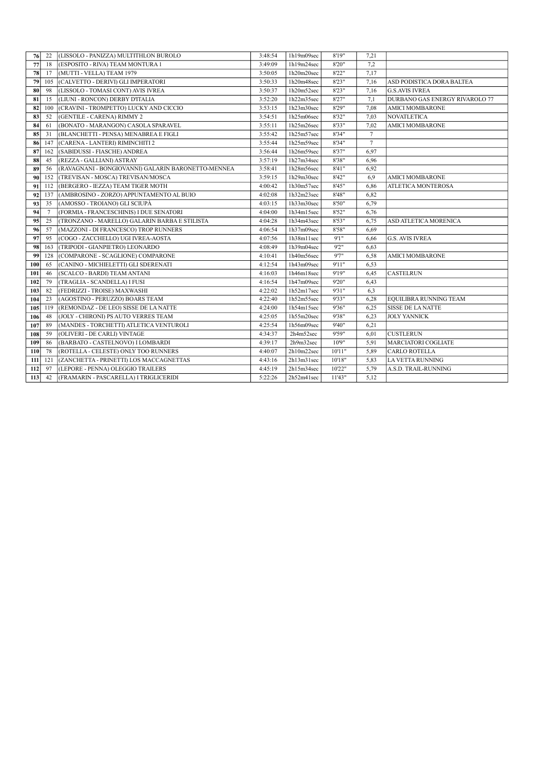| | | | | | | | |
|---|---|---|---|---|---|---|---|
| 76 | 22 | (LISSOLO - PANIZZA) MULTITHLON BUROLO | 3:48:54 | 1h19m09sec | 8'19" | 7,21 | |
| 77 | 18 | (ESPOSITO - RIVA) TEAM MONTURA 1 | 3:49:09 | 1h19m24sec | 8'20" | 7,2 | |
| 78 | 17 | (MUTTI - VELLA) TEAM 1979 | 3:50:05 | 1h20m20sec | 8'22" | 7,17 | |
| 79 | 105 | (CALVETTO - DERIVI) GLI IMPERATORI | 3:50:33 | 1h20m48sec | 8'23" | 7,16 | ASD PODISTICA DORA BALTEA |
| 80 | 98 | (LISSOLO - TOMASI CONT) AVIS IVREA | 3:50:37 | 1h20m52sec | 8'23" | 7,16 | G.S.AVIS IVREA |
| 81 | 15 | (LIUNI - RONCON) DERBY D'ITALIA | 3:52:20 | 1h22m35sec | 8'27" | 7,1 | DURBANO GAS ENERGY RIVAROLO 77 |
| 82 | 100 | (CRAVINI - TROMPETTO) LUCKY AND CICCIO | 3:53:15 | 1h23m30sec | 8'29" | 7,08 | AMICI MOMBARONE |
| 83 | 52 | (GENTILE - CARENA) RIMMY 2 | 3:54:51 | 1h25m06sec | 8'32" | 7,03 | NOVATLETICA |
| 84 | 61 | (BONATO - MARANGON) CASOLA SPARAVEL | 3:55:11 | 1h25m26sec | 8'33" | 7,02 | AMICI MOMBARONE |
| 85 | 31 | (BLANCHETTI - PENSA) MENABREA E FIGLI | 3:55:42 | 1h25m57sec | 8'34" | 7 | |
| 86 | 147 | (CARENA - LANTERI) RIMINCHITI 2 | 3:55:44 | 1h25m59sec | 8'34" | 7 | |
| 87 | 162 | (SABIDUSSI - FIASCHE) ANDREA | 3:56:44 | 1h26m59sec | 8'37" | 6,97 | |
| 88 | 45 | (REZZA - GALLIANI) ASTRAY | 3:57:19 | 1h27m34sec | 8'38" | 6,96 | |
| 89 | 56 | (RAVAGNANI - BONGIOVANNI) GALARIN BARONETTO-MENNEA | 3:58:41 | 1h28m56sec | 8'41" | 6,92 | |
| 90 | 152 | (TREVISAN - MOSCA) TREVISAN/MOSCA | 3:59:15 | 1h29m30sec | 8'42" | 6,9 | AMICI MOMBARONE |
| 91 | 112 | (BERGERO - IEZZA) TEAM TIGER MOTH | 4:00:42 | 1h30m57sec | 8'45" | 6,86 | ATLETICA MONTEROSA |
| 92 | 137 | (AMBROSINO - ZORZO) APPUNTAMENTO AL BUIO | 4:02:08 | 1h32m23sec | 8'48" | 6,82 | |
| 93 | 35 | (AMOSSO - TROIANO) GLI SCIUPÀ | 4:03:15 | 1h33m30sec | 8'50" | 6,79 | |
| 94 | 7 | (FORMIA - FRANCESCHINIS) I DUE SENATORI | 4:04:00 | 1h34m15sec | 8'52" | 6,76 | |
| 95 | 25 | (TRONZANO - MARELLO) GALARIN BARBA E STILISTA | 4:04:28 | 1h34m43sec | 8'53" | 6,75 | ASD ATLETICA MORENICA |
| 96 | 57 | (MAZZONI - DI FRANCESCO) TROP RUNNERS | 4:06:54 | 1h37m09sec | 8'58" | 6,69 | |
| 97 | 95 | (COGO - ZACCHELLO) UGI IVREA-AOSTA | 4:07:56 | 1h38m11sec | 9'1" | 6,66 | G.S. AVIS IVREA |
| 98 | 163 | (TRIPODI - GIANPIETRO) LEONARDO | 4:08:49 | 1h39m04sec | 9'2" | 6,63 | |
| 99 | 128 | (COMPARONE - SCAGLIONE) COMPARONE | 4:10:41 | 1h40m56sec | 9'7" | 6,58 | AMICI MOMBARONE |
| 100 | 65 | (CANINO - MICHIELETTI) GLI SDERENATI | 4:12:54 | 1h43m09sec | 9'11" | 6,53 | |
| 101 | 46 | (SCALCO - BARDI) TEAM ANTANI | 4:16:03 | 1h46m18sec | 9'19" | 6,45 | CASTELRUN |
| 102 | 79 | (TRAGLIA - SCANDELLA) I FUSI | 4:16:54 | 1h47m09sec | 9'20" | 6,43 | |
| 103 | 82 | (FEDRIZZI - TROISE) MAXWASHI | 4:22:02 | 1h52m17sec | 9'31" | 6,3 | |
| 104 | 23 | (AGOSTINO - PERUZZO) BOARS TEAM | 4:22:40 | 1h52m55sec | 9'33" | 6,28 | EQUILIBRA RUNNING TEAM |
| 105 | 119 | (REMONDAZ - DE LEO) SISSE DE LA NATTE | 4:24:00 | 1h54m15sec | 9'36" | 6,25 | SISSE DE LA NATTE |
| 106 | 48 | (JOLY - CHIRONI) PS AUTO VERRES TEAM | 4:25:05 | 1h55m20sec | 9'38" | 6,23 | JOLY YANNICK |
| 107 | 89 | (MANDES - TORCHETTI) ATLETICA VENTUROLI | 4:25:54 | 1h56m09sec | 9'40" | 6,21 | |
| 108 | 59 | (OLIVERI - DE CARLI) VINTAGE | 4:34:37 | 2h4m52sec | 9'59" | 6,01 | CUSTLERUN |
| 109 | 86 | (BARBATO - CASTELNOVO) I LOMBARDI | 4:39:17 | 2h9m32sec | 10'9" | 5,91 | MARCIATORI COGLIATE |
| 110 | 78 | (ROTELLA - CELESTE) ONLY TOO RUNNERS | 4:40:07 | 2h10m22sec | 10'11" | 5,89 | CARLO ROTELLA |
| 111 | 121 | (ZANCHETTA - PRINETTI) LOS MACCAGNETTAS | 4:43:16 | 2h13m31sec | 10'18" | 5,83 | LA VETTA RUNNING |
| 112 | 97 | (LEPORE - PENNA) OLEGGIO TRAILERS | 4:45:19 | 2h15m34sec | 10'22" | 5,79 | A.S.D. TRAIL-RUNNING |
| 113 | 42 | (FRAMARIN - PASCARELLA) I TRIGLICERIDI | 5:22:26 | 2h52m41sec | 11'43" | 5,12 | |